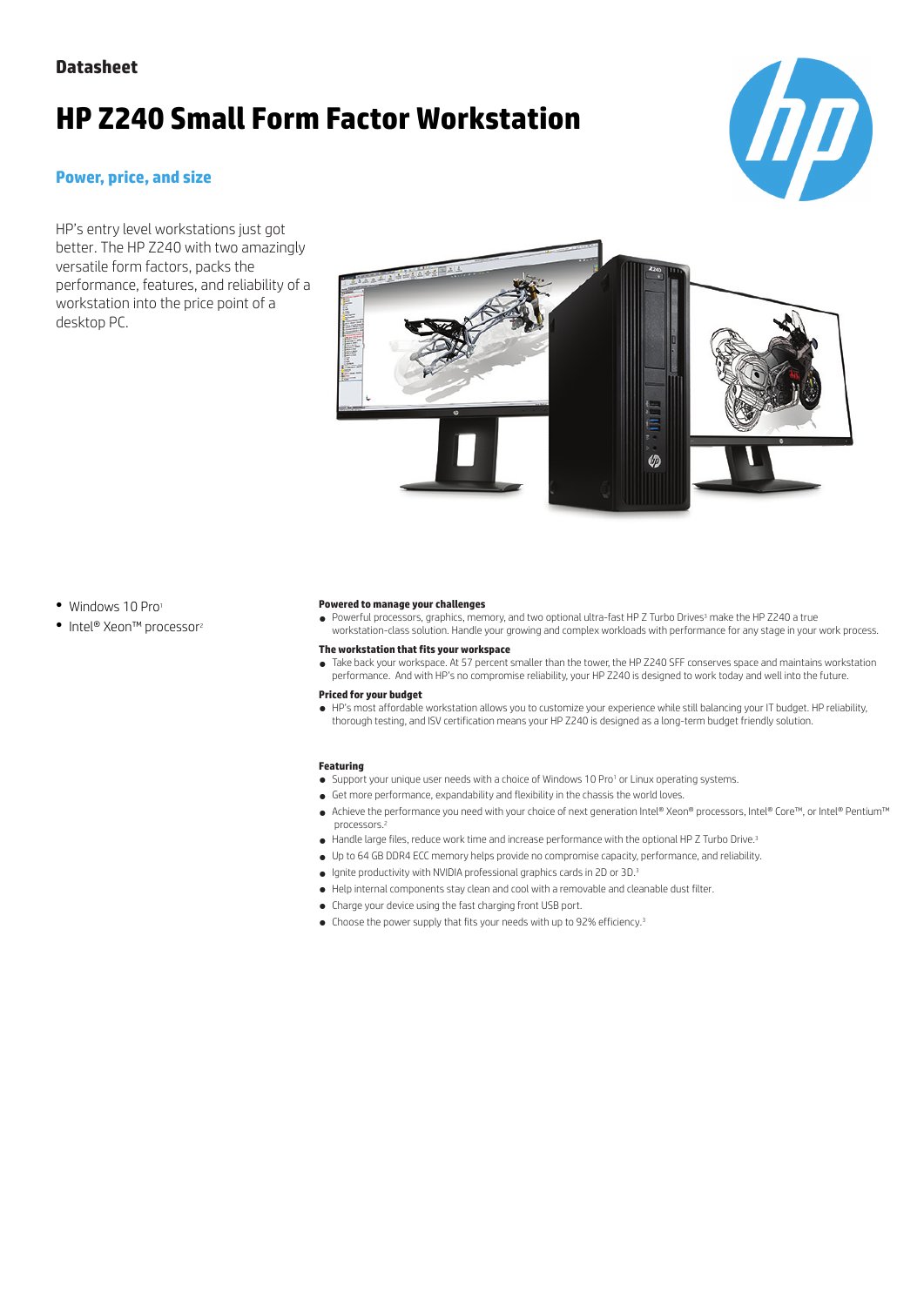Datasheet

# HP Z240 Small Form Factor Workstation

## Power, price, and size

HP's entry level workstations just got better. The HP Z240 with two amazingly versatile form factors, packs the performance, features, and reliability of a workstation into the price point of a desktop PC.

- Windows 10 Pro[1]
- Intel® Xeon™ processor[2]

**Powered to manage your challenges**

- Powerful processors, graphics, memory, and two optional ultra-fast HP Z Turbo Drives[3] make the HP Z240 a true workstation-class solution. Handle your growing and complex workloads with performance for any stage in your work process.

**The workstation that fits your workspace**

- Take back your workspace. At 57 percent smaller than the tower, the HP Z240 SFF conserves space and maintains workstation performance. And with HP's no compromise reliability, your HP Z240 is designed to work today and well into the future.

**Priced for your budget**

- HP's most affordable workstation allows you to customize your experience while still balancing your IT budget. HP reliability, thorough testing, and ISV certification means your HP Z240 is designed as a long-term budget friendly solution.

**Featuring**

- Support your unique user needs with a choice of Windows 10 Pro[1] or Linux operating systems.
- Get more performance, expandability and flexibility in the chassis the world loves.
- Achieve the performance you need with your choice of next generation Intel® Xeon® processors, Intel® Core™, or Intel® Pentium™ processors.[2]
- Handle large files, reduce work time and increase performance with the optional HP Z Turbo Drive.[3]
- Up to 64 GB DDR4 ECC memory helps provide no compromise capacity, performance, and reliability.
- Ignite productivity with NVIDIA professional graphics cards in 2D or 3D.[3]
- Help internal components stay clean and cool with a removable and cleanable dust filter.
- Charge your device using the fast charging front USB port.
- Choose the power supply that fits your needs with up to 92% efficiency.[3]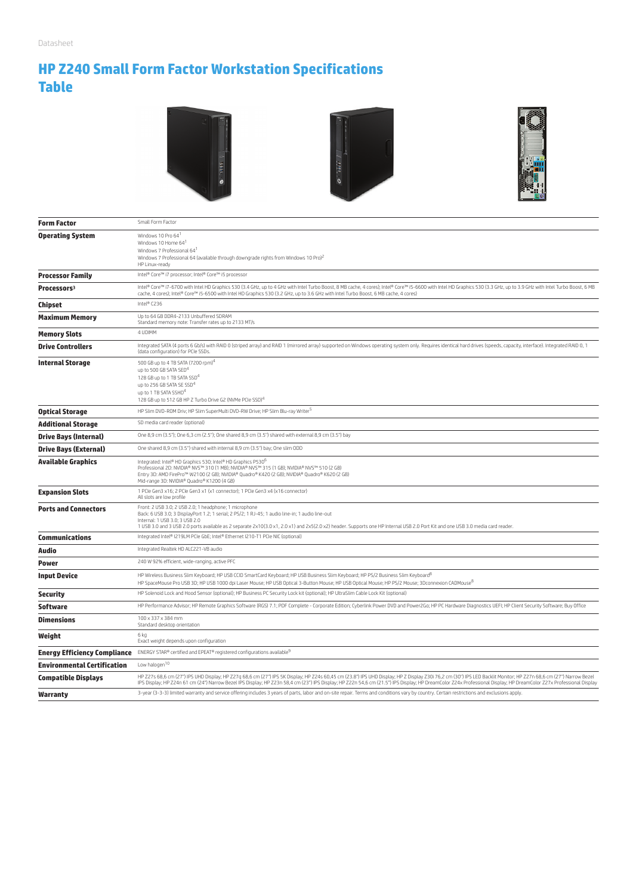Datasheet

# HP Z240 Small Form Factor Workstation Specifications Table

| | |
|---|---|
| **Form Factor** | Small Form Factor |
| **Operating System** | Windows 10 Pro 64[1]<br>Windows 10 Home 64[1]<br>Windows 7 Professional 64[1]<br>Windows 7 Professional 64 (available through downgrade rights from Windows 10 Pro)[2]<br>HP Linux-ready |
| **Processor Family** | Intel® Core™ i7 processor; Intel® Core™ i5 processor |
| **Processors**[3] | Intel® Core™ i7-6700 with Intel HD Graphics 530 (3.4 GHz, up to 4 GHz with Intel Turbo Boost, 8 MB cache, 4 cores); Intel® Core™ i5-6600 with Intel HD Graphics 530 (3.3 GHz, up to 3.9 GHz with Intel Turbo Boost, 6 MB cache, 4 cores); Intel® Core™ i5-6500 with Intel HD Graphics 530 (3.2 GHz, up to 3.6 GHz with Intel Turbo Boost, 6 MB cache, 4 cores) |
| **Chipset** | Intel® C236 |
| **Maximum Memory** | Up to 64 GB DDR4-2133 Unbuffered SDRAM<br>Standard memory note: Transfer rates up to 2133 MT/s |
| **Memory Slots** | 4 UDIMM |
| **Drive Controllers** | Integrated SATA (4 ports 6 Gb/s) with RAID 0 (striped array) and RAID 1 (mirrored array) supported on Windows operating system only. Requires identical hard drives (speeds, capacity, interface). Integrated RAID 0, 1 (data configuration) for PCIe SSDs. |
| **Internal Storage** | 500 GB up to 4 TB SATA (7200 rpm)[4]<br>up to 500 GB SATA SED[4]<br>128 GB up to 1 TB SATA SSD[4]<br>up to 256 GB SATA SE SSD[4]<br>up to 1 TB SATA SSHD[4]<br>128 GB up to 512 GB HP Z Turbo Drive G2 (NVMe PCIe SSD)[4] |
| **Optical Storage** | HP Slim DVD-ROM Driv; HP Slim SuperMulti DVD-RW Drive; HP Slim Blu-ray Writer[5] |
| **Additional Storage** | SD media card reader (optional) |
| **Drive Bays (Internal)** | One 8,9 cm (3.5"); One 6,3 cm (2.5"); One shared 8,9 cm (3.5") shared with external 8,9 cm (3.5") bay |
| **Drive Bays (External)** | One shared 8,9 cm (3.5") shared with internal 8,9 cm (3.5") bay; One slim ODD |
| **Available Graphics** | Integrated: Intel® HD Graphics 530; Intel® HD Graphics P530[6]<br>Professional 2D: NVIDIA® NVS™ 310 (1 MB); NVIDIA® NVS™ 315 (1 GB); NVIDIA® NVS™ 510 (2 GB)<br>Entry 3D: AMD FirePro™ W2100 (2 GB); NVIDIA® Quadro® K420 (2 GB); NVIDIA® Quadro® K620 (2 GB)<br>Mid-range 3D: NVIDIA® Quadro® K1200 (4 GB) |
| **Expansion Slots** | 1 PCIe Gen3 x16; 2 PCIe Gen3 x1 (x1 connector); 1 PCIe Gen3 x4 (x16 connector)<br>All slots are low profile |
| **Ports and Connectors** | Front: 2 USB 3.0; 2 USB 2.0; 1 headphone; 1 microphone<br>Back: 6 USB 3.0; 3 DisplayPort 1.2; 1 serial; 2 PS/2; 1 RJ-45; 1 audio line-in; 1 audio line-out<br>Internal: 1 USB 3.0; 3 USB 2.0<br>1 USB 3.0 and 3 USB 2.0 ports available as 2 separate 2x10(3.0 x1, 2.0 x1) and 2x5(2.0 x2) header. Supports one HP Internal USB 2.0 Port Kit and one USB 3.0 media card reader. |
| **Communications** | Integrated Intel® I219LM PCIe GbE; Intel® Ethernet I210-T1 PCIe NIC (optional) |
| **Audio** | Integrated Realtek HD ALC221-VB audio |
| **Power** | 240 W 92% efficient, wide-ranging, active PFC |
| **Input Device** | HP Wireless Business Slim Keyboard; HP USB CCID SmartCard Keyboard; HP USB Business Slim Keyboard; HP PS/2 Business Slim Keyboard[8]<br>HP SpaceMouse Pro USB 3D; HP USB 1000 dpi Laser Mouse; HP USB Optical 3-Button Mouse; HP USB Optical Mouse; HP PS/2 Mouse; 3Dconnexion CADMouse[8] |
| **Security** | HP Solenoid Lock and Hood Sensor (optional); HP Business PC Security Lock kit (optional); HP UltraSlim Cable Lock Kit (optional) |
| **Software** | HP Performance Advisor; HP Remote Graphics Software (RGS) 7.1; PDF Complete - Corporate Edition; Cyberlink Power DVD and Power2Go; HP PC Hardware Diagnostics UEFI; HP Client Security Software; Buy Office |
| **Dimensions** | 100 x 337 x 384 mm<br>Standard desktop orientation |
| **Weight** | 6 kg<br>Exact weight depends upon configuration |
| **Energy Efficiency Compliance** | ENERGY STAR® certified and EPEAT® registered configurations available[9] |
| **Environmental Certification** | Low halogen[10] |
| **Compatible Displays** | HP Z27s 68,6 cm (27") IPS UHD Display; HP Z27q 68,6 cm (27") IPS 5K Display; HP Z24s 60,45 cm (23.8") IPS UHD Display; HP Z Display Z30i 76,2 cm (30") IPS LED Backlit Monitor; HP Z27n 68,6 cm (27") Narrow Bezel IPS Display; HP Z24n 61 cm (24") Narrow Bezel IPS Display; HP Z23n 58,4 cm (23") IPS Display; HP Z22n 54,6 cm (21.5") IPS Display; HP DreamColor Z24x Professional Display; HP DreamColor Z27x Professional Display |
| **Warranty** | 3-year (3-3-3) limited warranty and service offering includes 3 years of parts, labor and on-site repair. Terms and conditions vary by country. Certain restrictions and exclusions apply. |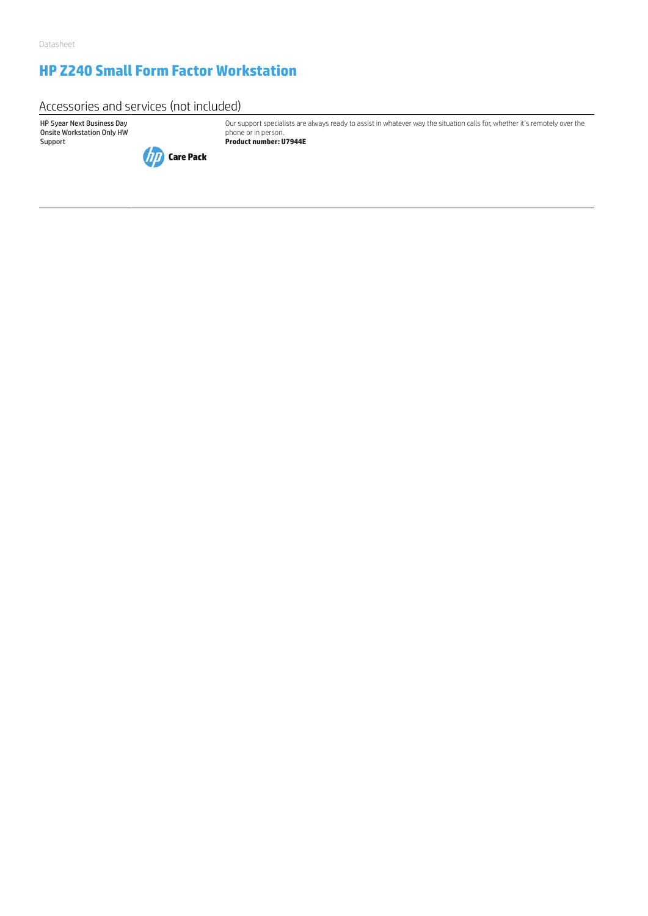# HP Z240 Small Form Factor Workstation

## Accessories and services (not included)

| | |
|---|---|
| HP 5year Next Business Day Onsite Workstation Only HW Support<br>Care Pack | Our support specialists are always ready to assist in whatever way the situation calls for, whether it's remotely over the phone or in person.<br>**Product number: U7944E** |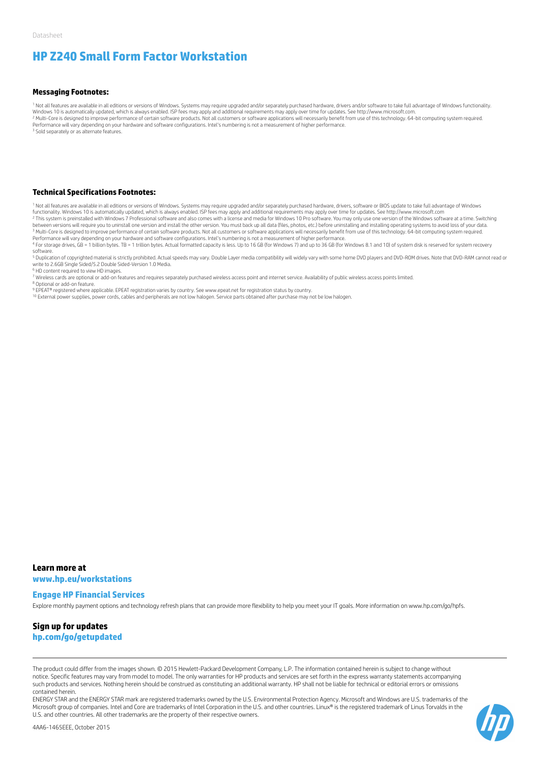Datasheet

# HP Z240 Small Form Factor Workstation

### Messaging Footnotes:

[1] Not all features are available in all editions or versions of Windows. Systems may require upgraded and/or separately purchased hardware, drivers and/or software to take full advantage of Windows functionality. Windows 10 is automatically updated, which is always enabled. ISP fees may apply and additional requirements may apply over time for updates. See http://www.microsoft.com.
[2] Multi-Core is designed to improve performance of certain software products. Not all customers or software applications will necessarily benefit from use of this technology. 64-bit computing system required. Performance will vary depending on your hardware and software configurations. Intel's numbering is not a measurement of higher performance.
[3] Sold separately or as alternate features.

### Technical Specifications Footnotes:

[1] Not all features are available in all editions or versions of Windows. Systems may require upgraded and/or separately purchased hardware, drivers, software or BIOS update to take full advantage of Windows functionality. Windows 10 is automatically updated, which is always enabled. ISP fees may apply and additional requirements may apply over time for updates. See http://www.microsoft.com
[2] This system is preinstalled with Windows 7 Professional software and also comes with a license and media for Windows 10 Pro software. You may only use one version of the Windows software at a time. Switching between versions will require you to uninstall one version and install the other version. You must back up all data (files, photos, etc.) before uninstalling and installing operating systems to avoid loss of your data.
[3] Multi-Core is designed to improve performance of certain software products. Not all customers or software applications will necessarily benefit from use of this technology. 64-bit computing system required. Performance will vary depending on your hardware and software configurations. Intel's numbering is not a measurement of higher performance.
[4] For storage drives, GB = 1 billion bytes. TB = 1 trillion bytes. Actual formatted capacity is less. Up to 16 GB (for Windows 7) and up to 36 GB (for Windows 8.1 and 10) of system disk is reserved for system recovery software.
[5] Duplication of copyrighted material is strictly prohibited. Actual speeds may vary. Double Layer media compatibility will widely vary with some home DVD players and DVD-ROM drives. Note that DVD-RAM cannot read or write to 2.6GB Single Sided/5.2 Double Sided-Version 1.0 Media.
[6] HD content required to view HD images.
[7] Wireless cards are optional or add-on features and requires separately purchased wireless access point and internet service. Availability of public wireless access points limited.
[8] Optional or add-on feature.
[9] EPEAT® registered where applicable. EPEAT registration varies by country. See www.epeat.net for registration status by country.
[10] External power supplies, power cords, cables and peripherals are not low halogen. Service parts obtained after purchase may not be low halogen.

**Learn more at**
**www.hp.eu/workstations**

**Engage HP Financial Services**

Explore monthly payment options and technology refresh plans that can provide more flexibility to help you meet your IT goals. More information on www.hp.com/go/hpfs.

**Sign up for updates**
**hp.com/go/getupdated**

The product could differ from the images shown. © 2015 Hewlett-Packard Development Company, L.P. The information contained herein is subject to change without notice. Specific features may vary from model to model. The only warranties for HP products and services are set forth in the express warranty statements accompanying such products and services. Nothing herein should be construed as constituting an additional warranty. HP shall not be liable for technical or editorial errors or omissions contained herein.

ENERGY STAR and the ENERGY STAR mark are registered trademarks owned by the U.S. Environmental Protection Agency. Microsoft and Windows are U.S. trademarks of the Microsoft group of companies. Intel and Core are trademarks of Intel Corporation in the U.S. and other countries. Linux® is the registered trademark of Linus Torvalds in the U.S. and other countries. All other trademarks are the property of their respective owners.

4AA6-1465EEE, October 2015